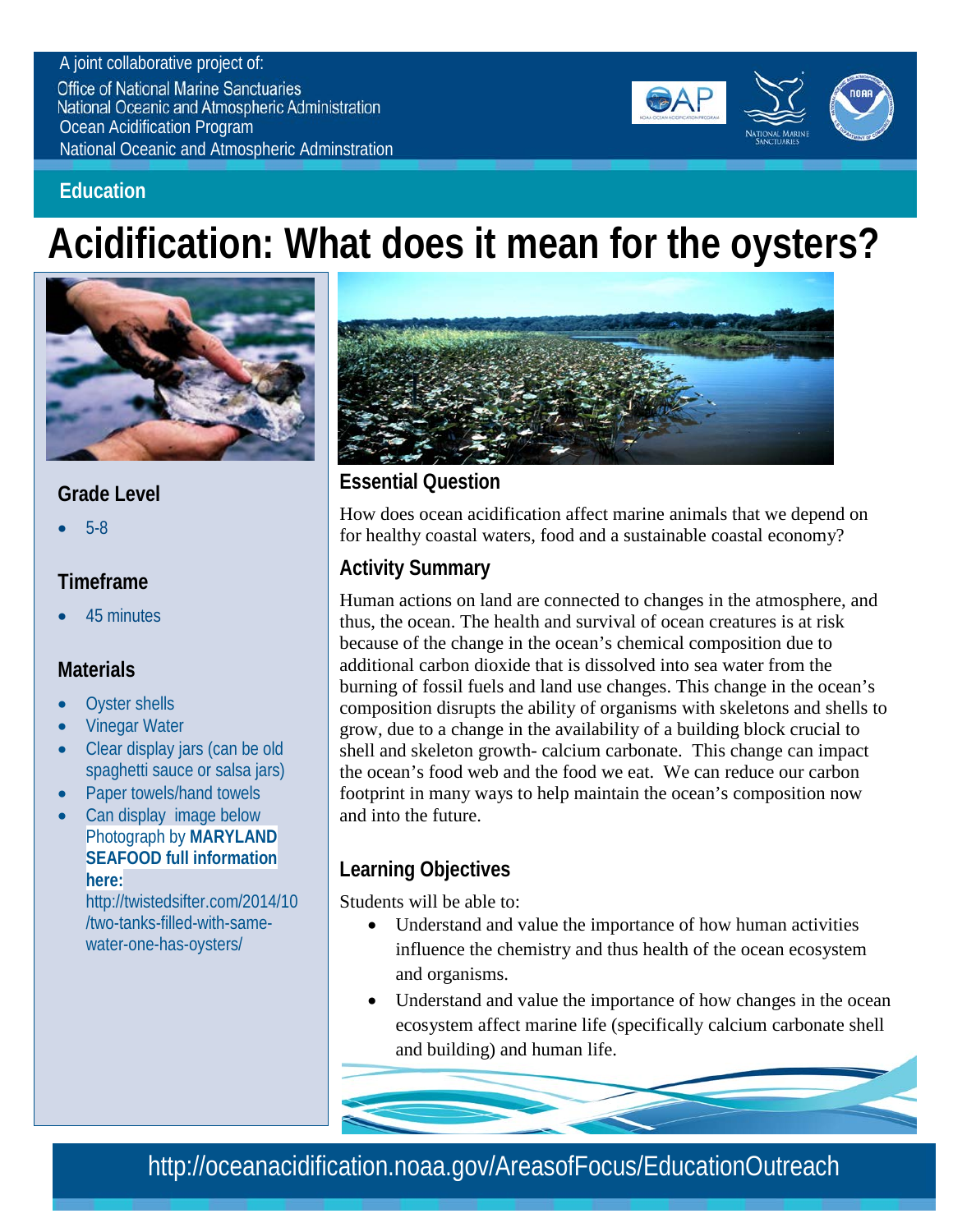A joint collaborative project of:
Office of National Marine Sanctuaries
National Oceanic and Atmospheric Administration
Ocean Acidification Program
National Oceanic and Atmospheric Adminstration

**Education**

# Acidification: What does it mean for the oysters?

### Grade Level

- 5-8

### Timeframe

- 45 minutes

### Materials

- Oyster shells
- Vinegar Water
- Clear display jars (can be old spaghetti sauce or salsa jars)
- Paper towels/hand towels
- Can display image below Photograph by **MARYLAND SEAFOOD full information here:** http://twistedsifter.com/2014/10/two-tanks-filled-with-same-water-one-has-oysters/

### Essential Question

How does ocean acidification affect marine animals that we depend on for healthy coastal waters, food and a sustainable coastal economy?

### Activity Summary

Human actions on land are connected to changes in the atmosphere, and thus, the ocean. The health and survival of ocean creatures is at risk because of the change in the ocean's chemical composition due to additional carbon dioxide that is dissolved into sea water from the burning of fossil fuels and land use changes. This change in the ocean's composition disrupts the ability of organisms with skeletons and shells to grow, due to a change in the availability of a building block crucial to shell and skeleton growth- calcium carbonate. This change can impact the ocean's food web and the food we eat. We can reduce our carbon footprint in many ways to help maintain the ocean's composition now and into the future.

### Learning Objectives

Students will be able to:

- Understand and value the importance of how human activities influence the chemistry and thus health of the ocean ecosystem and organisms.
- Understand and value the importance of how changes in the ocean ecosystem affect marine life (specifically calcium carbonate shell and building) and human life.

http://oceanacidification.noaa.gov/AreasofFocus/EducationOutreach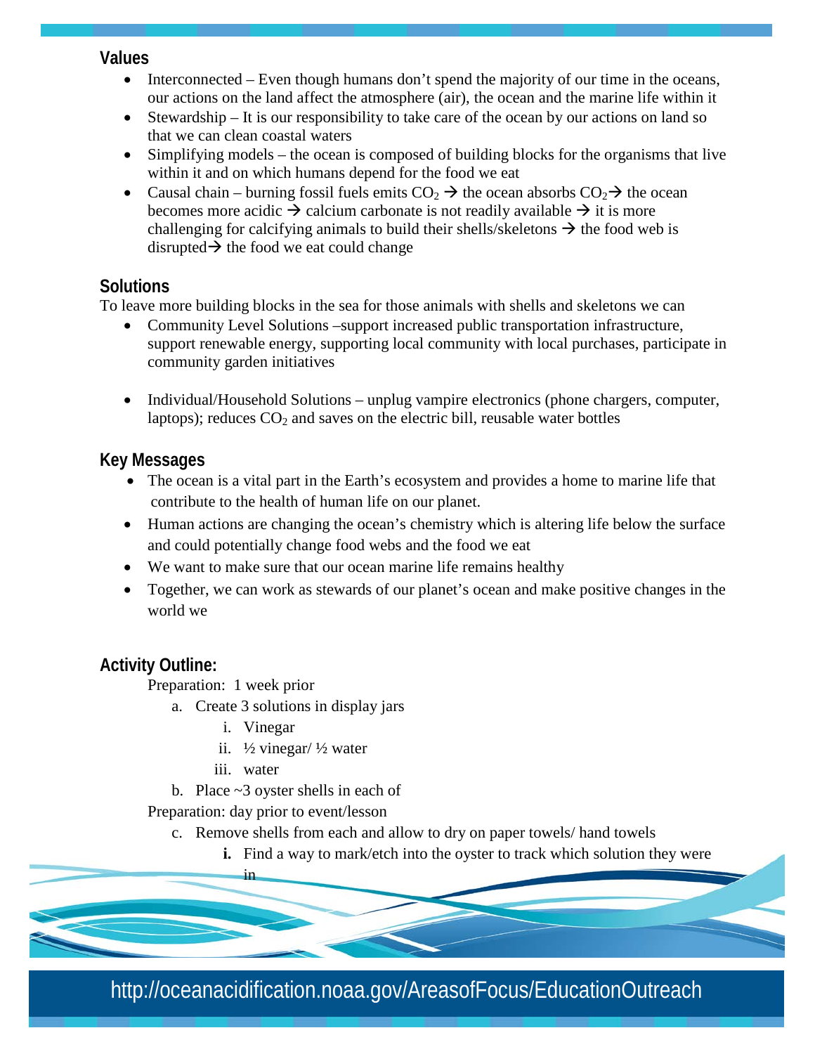## Values

- Interconnected – Even though humans don't spend the majority of our time in the oceans, our actions on the land affect the atmosphere (air), the ocean and the marine life within it
- Stewardship – It is our responsibility to take care of the ocean by our actions on land so that we can clean coastal waters
- Simplifying models – the ocean is composed of building blocks for the organisms that live within it and on which humans depend for the food we eat
- Causal chain – burning fossil fuels emits $CO_2$ → the ocean absorbs $CO_2$ → the ocean becomes more acidic → calcium carbonate is not readily available → it is more challenging for calcifying animals to build their shells/skeletons → the food web is disrupted → the food we eat could change

## Solutions

To leave more building blocks in the sea for those animals with shells and skeletons we can

- Community Level Solutions –support increased public transportation infrastructure, support renewable energy, supporting local community with local purchases, participate in community garden initiatives

- Individual/Household Solutions – unplug vampire electronics (phone chargers, computer, laptops); reduces $CO_2$ and saves on the electric bill, reusable water bottles

## Key Messages

- The ocean is a vital part in the Earth's ecosystem and provides a home to marine life that contribute to the health of human life on our planet.
- Human actions are changing the ocean's chemistry which is altering life below the surface and could potentially change food webs and the food we eat
- We want to make sure that our ocean marine life remains healthy
- Together, we can work as stewards of our planet's ocean and make positive changes in the world we

## Activity Outline:

Preparation: 1 week prior

a. Create 3 solutions in display jars
   i. Vinegar
   ii. ½ vinegar/ ½ water
   iii. water
b. Place ~3 oyster shells in each of

Preparation: day prior to event/lesson

c. Remove shells from each and allow to dry on paper towels/ hand towels
   **i.** Find a way to mark/etch into the oyster to track which solution they were in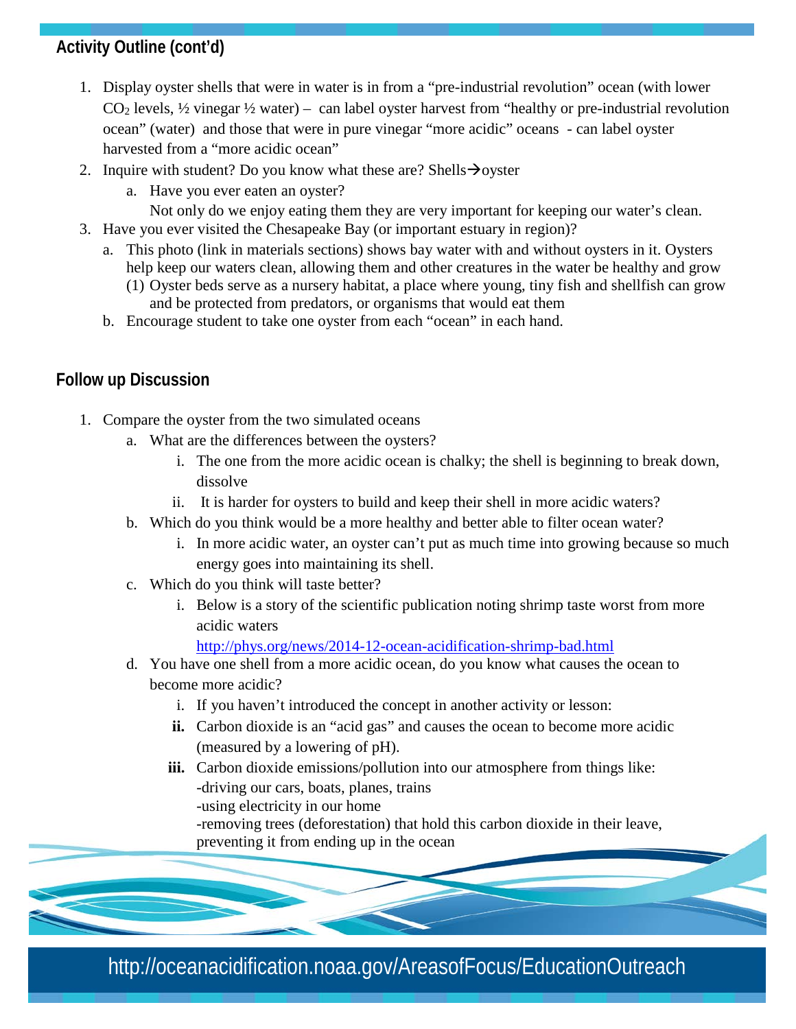## Activity Outline (cont'd)

1. Display oyster shells that were in water is in from a "pre-industrial revolution" ocean (with lower $CO_2$ levels, ½ vinegar ½ water) – can label oyster harvest from "healthy or pre-industrial revolution ocean" (water) and those that were in pure vinegar "more acidic" oceans - can label oyster harvested from a "more acidic ocean"
2. Inquire with student? Do you know what these are? Shells→oyster
   a. Have you ever eaten an oyster?
      Not only do we enjoy eating them they are very important for keeping our water's clean.
3. Have you ever visited the Chesapeake Bay (or important estuary in region)?
   a. This photo (link in materials sections) shows bay water with and without oysters in it. Oysters help keep our waters clean, allowing them and other creatures in the water be healthy and grow
      (1) Oyster beds serve as a nursery habitat, a place where young, tiny fish and shellfish can grow and be protected from predators, or organisms that would eat them
   b. Encourage student to take one oyster from each "ocean" in each hand.

## Follow up Discussion

1. Compare the oyster from the two simulated oceans
   a. What are the differences between the oysters?
      i. The one from the more acidic ocean is chalky; the shell is beginning to break down, dissolve
      ii. It is harder for oysters to build and keep their shell in more acidic waters?
   b. Which do you think would be a more healthy and better able to filter ocean water?
      i. In more acidic water, an oyster can't put as much time into growing because so much energy goes into maintaining its shell.
   c. Which do you think will taste better?
      i. Below is a story of the scientific publication noting shrimp taste worst from more acidic waters
         http://phys.org/news/2014-12-ocean-acidification-shrimp-bad.html
   d. You have one shell from a more acidic ocean, do you know what causes the ocean to become more acidic?
      i. If you haven't introduced the concept in another activity or lesson:
      **ii.** Carbon dioxide is an "acid gas" and causes the ocean to become more acidic (measured by a lowering of pH).
      **iii.** Carbon dioxide emissions/pollution into our atmosphere from things like:
         -driving our cars, boats, planes, trains
         -using electricity in our home
         -removing trees (deforestation) that hold this carbon dioxide in their leave, preventing it from ending up in the ocean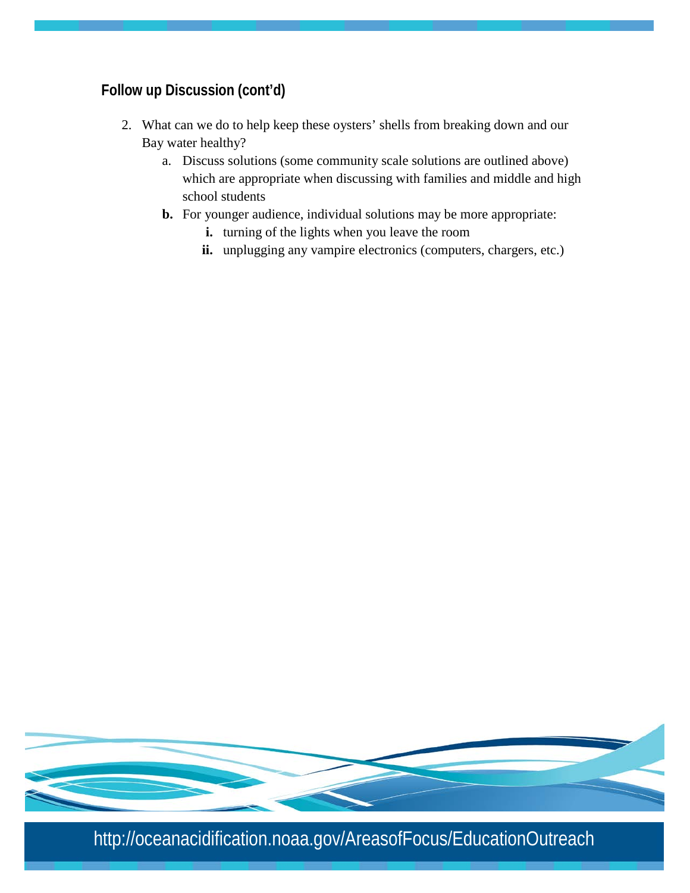## Follow up Discussion (cont'd)

2. What can we do to help keep these oysters' shells from breaking down and our Bay water healthy?
   a. Discuss solutions (some community scale solutions are outlined above) which are appropriate when discussing with families and middle and high school students
   **b.** For younger audience, individual solutions may be more appropriate:
      **i.** turning of the lights when you leave the room
      **ii.** unplugging any vampire electronics (computers, chargers, etc.)

http://oceanacidification.noaa.gov/AreasofFocus/EducationOutreach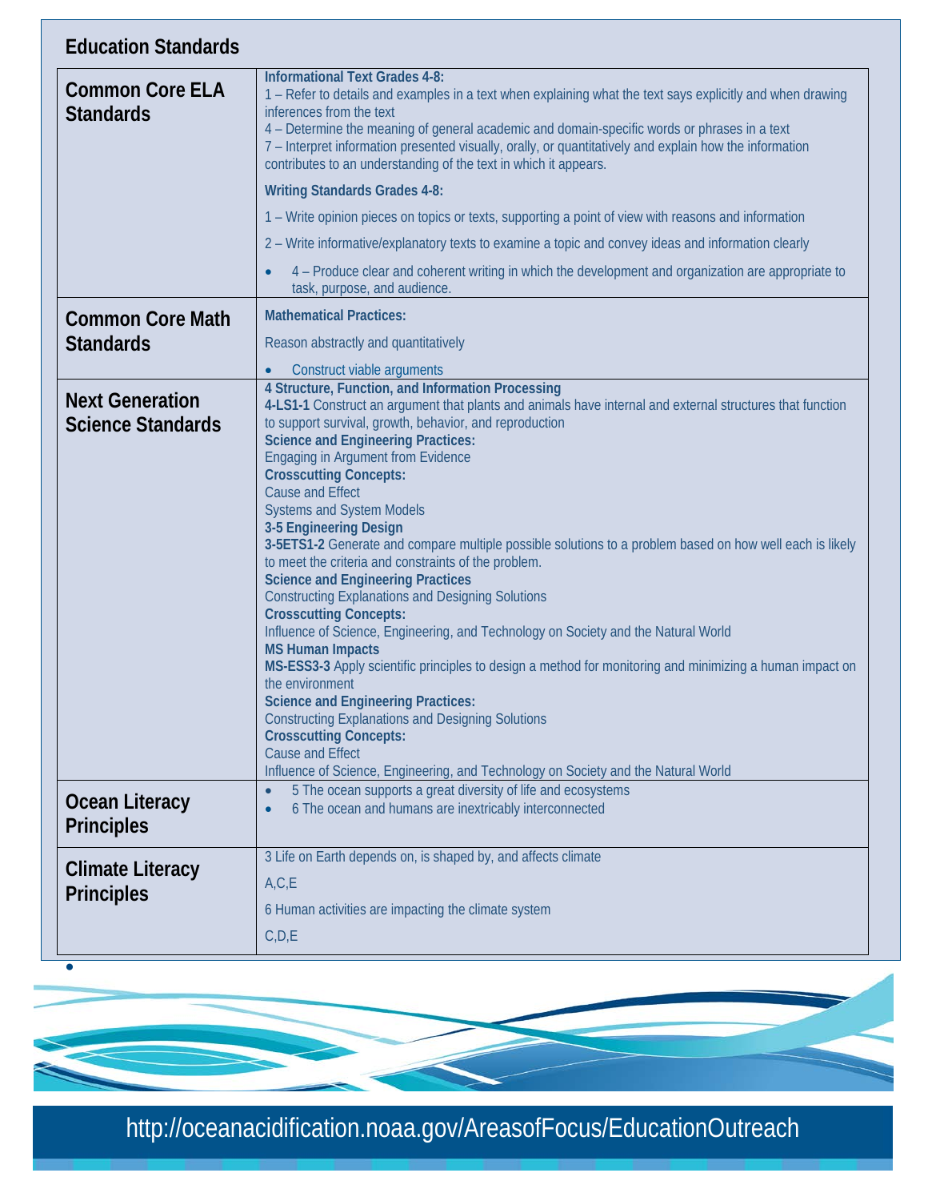## Education Standards

| | |
|---|---|
| **Common Core ELA Standards** | **Informational Text Grades 4-8:**<br>1 – Refer to details and examples in a text when explaining what the text says explicitly and when drawing inferences from the text<br>4 – Determine the meaning of general academic and domain-specific words or phrases in a text<br>7 – Interpret information presented visually, orally, or quantitatively and explain how the information contributes to an understanding of the text in which it appears.<br>**Writing Standards Grades 4-8:**<br>1 – Write opinion pieces on topics or texts, supporting a point of view with reasons and information<br>2 – Write informative/explanatory texts to examine a topic and convey ideas and information clearly<br>• 4 – Produce clear and coherent writing in which the development and organization are appropriate to task, purpose, and audience. |
| **Common Core Math Standards** | **Mathematical Practices:**<br>Reason abstractly and quantitatively<br>• Construct viable arguments |
| **Next Generation Science Standards** | **4 Structure, Function, and Information Processing**<br>**4-LS1-1** Construct an argument that plants and animals have internal and external structures that function to support survival, growth, behavior, and reproduction<br>**Science and Engineering Practices:**<br>Engaging in Argument from Evidence<br>**Crosscutting Concepts:**<br>Cause and Effect<br>Systems and System Models<br>**3-5 Engineering Design**<br>**3-5ETS1-2** Generate and compare multiple possible solutions to a problem based on how well each is likely to meet the criteria and constraints of the problem.<br>**Science and Engineering Practices**<br>Constructing Explanations and Designing Solutions<br>**Crosscutting Concepts:**<br>Influence of Science, Engineering, and Technology on Society and the Natural World<br>**MS Human Impacts**<br>**MS-ESS3-3** Apply scientific principles to design a method for monitoring and minimizing a human impact on the environment<br>**Science and Engineering Practices:**<br>Constructing Explanations and Designing Solutions<br>**Crosscutting Concepts:**<br>Cause and Effect<br>Influence of Science, Engineering, and Technology on Society and the Natural World |
| **Ocean Literacy Principles** | • 5 The ocean supports a great diversity of life and ecosystems<br>• 6 The ocean and humans are inextricably interconnected |
| **Climate Literacy Principles** | 3 Life on Earth depends on, is shaped by, and affects climate<br>A,C,E<br>6 Human activities are impacting the climate system<br>C,D,E |

http://oceanacidification.noaa.gov/AreasofFocus/EducationOutreach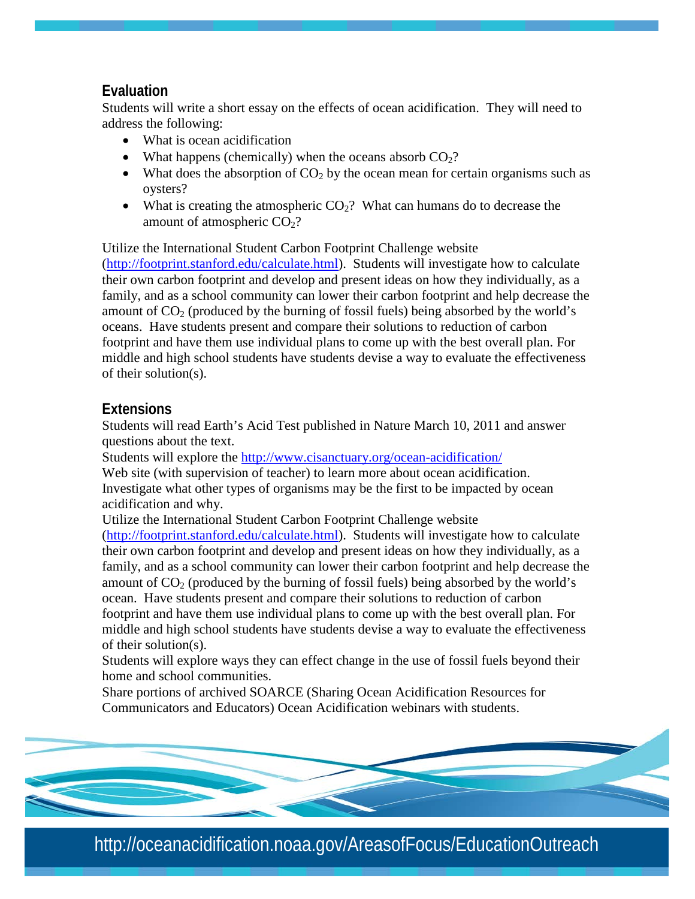## Evaluation

Students will write a short essay on the effects of ocean acidification. They will need to address the following:

- What is ocean acidification
- What happens (chemically) when the oceans absorb $CO_2$?
- What does the absorption of $CO_2$ by the ocean mean for certain organisms such as oysters?
- What is creating the atmospheric $CO_2$? What can humans do to decrease the amount of atmospheric $CO_2$?

Utilize the International Student Carbon Footprint Challenge website (http://footprint.stanford.edu/calculate.html). Students will investigate how to calculate their own carbon footprint and develop and present ideas on how they individually, as a family, and as a school community can lower their carbon footprint and help decrease the amount of $CO_2$ (produced by the burning of fossil fuels) being absorbed by the world's oceans. Have students present and compare their solutions to reduction of carbon footprint and have them use individual plans to come up with the best overall plan. For middle and high school students have students devise a way to evaluate the effectiveness of their solution(s).

## Extensions

Students will read Earth's Acid Test published in Nature March 10, 2011 and answer questions about the text.

Students will explore the http://www.cisanctuary.org/ocean-acidification/ Web site (with supervision of teacher) to learn more about ocean acidification. Investigate what other types of organisms may be the first to be impacted by ocean acidification and why.

Utilize the International Student Carbon Footprint Challenge website (http://footprint.stanford.edu/calculate.html). Students will investigate how to calculate their own carbon footprint and develop and present ideas on how they individually, as a family, and as a school community can lower their carbon footprint and help decrease the amount of $CO_2$ (produced by the burning of fossil fuels) being absorbed by the world's ocean. Have students present and compare their solutions to reduction of carbon footprint and have them use individual plans to come up with the best overall plan. For middle and high school students have students devise a way to evaluate the effectiveness of their solution(s).

Students will explore ways they can effect change in the use of fossil fuels beyond their home and school communities.

Share portions of archived SOARCE (Sharing Ocean Acidification Resources for Communicators and Educators) Ocean Acidification webinars with students.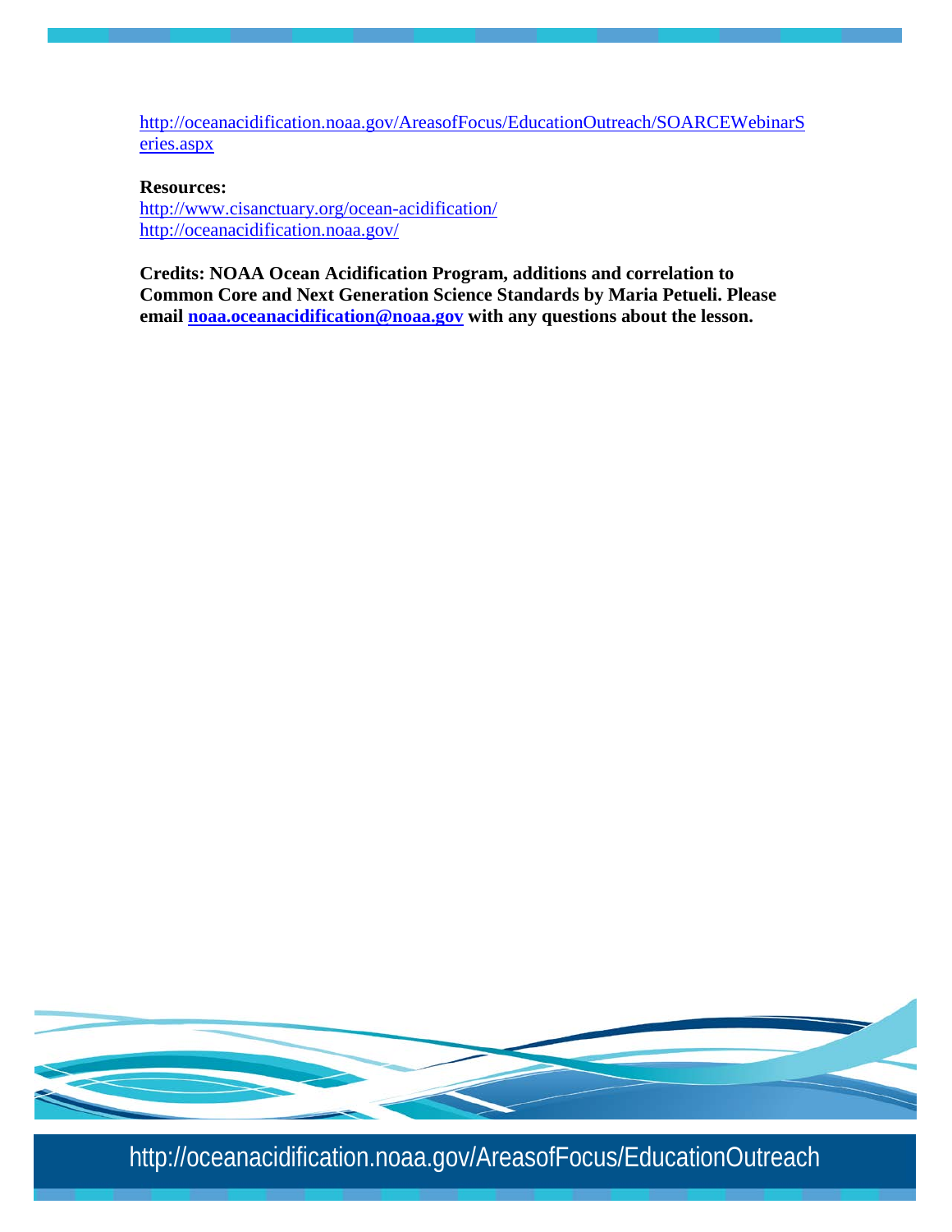http://oceanacidification.noaa.gov/AreasofFocus/EducationOutreach/SOARCEWebinarSeries.aspx

**Resources:**
http://www.cisanctuary.org/ocean-acidification/
http://oceanacidification.noaa.gov/

**Credits: NOAA Ocean Acidification Program, additions and correlation to Common Core and Next Generation Science Standards by Maria Petueli. Please email noaa.oceanacidification@noaa.gov with any questions about the lesson.**